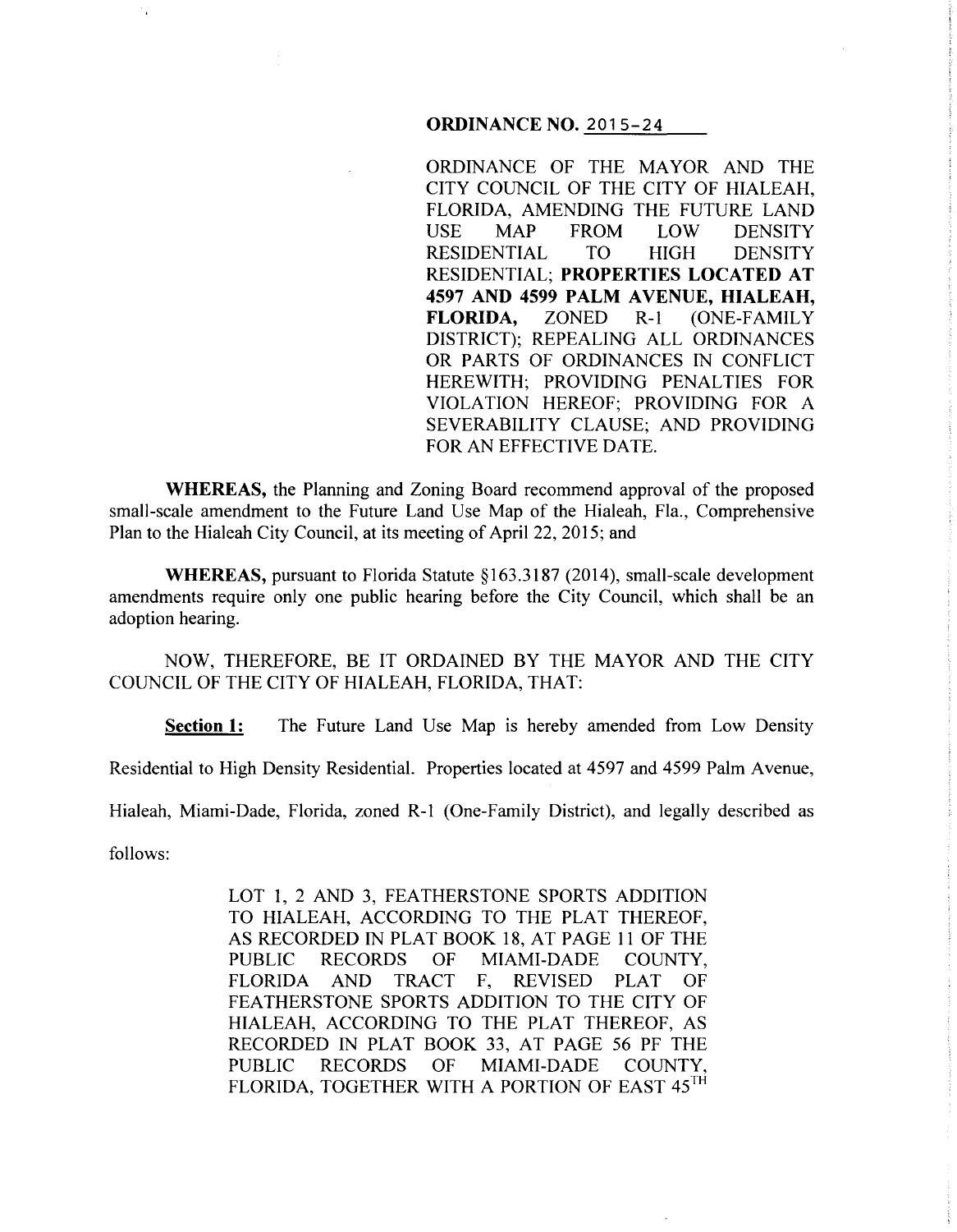**ORDINANCE NO. 2015-24**

ORDINANCE OF THE MAYOR AND THE CITY COUNCIL OF THE CITY OF HIALEAH, FLORIDA, AMENDING THE FUTURE LAND USE MAP FROM LOW DENSITY RESIDENTIAL TO HIGH DENSITY RESIDENTIAL; **PROPERTIES LOCATED AT 4597 AND 4599 PALM AVENUE, HIALEAH, FLORIDA,** ZONED R-1 (ONE-FAMILY DISTRICT); REPEALING ALL ORDINANCES OR PARTS OF ORDINANCES IN CONFLICT HEREWITH; PROVIDING PENALTIES FOR VIOLATION HEREOF; PROVIDING FOR A SEVERABILITY CLAUSE; AND PROVIDING FOR AN EFFECTIVE DATE.

**WHEREAS,** the Planning and Zoning Board recommend approval of the proposed small-scale amendment to the Future Land Use Map of the Hialeah, Fla., Comprehensive Plan to the Hialeah City Council, at its meeting of April 22, 2015; and

**WHEREAS,** pursuant to Florida Statute §163.3187 (2014), small-scale development amendments require only one public hearing before the City Council, which shall be an adoption hearing.

NOW, THEREFORE, BE IT ORDAINED BY THE MAYOR AND THE CITY COUNCIL OF THE CITY OF HIALEAH, FLORIDA, THAT:

**Section 1:** The Future Land Use Map is hereby amended from Low Density Residential to High Density Residential. Properties located at 4597 and 4599 Palm Avenue, Hialeah, Miami-Dade, Florida, zoned R-1 (One-Family District), and legally described as follows:

LOT 1, 2 AND 3, FEATHERSTONE SPORTS ADDITION TO HIALEAH, ACCORDING TO THE PLAT THEREOF, AS RECORDED IN PLAT BOOK 18, AT PAGE 11 OF THE PUBLIC RECORDS OF MIAMI-DADE COUNTY, FLORIDA AND TRACT F, REVISED PLAT OF FEATHERSTONE SPORTS ADDITION TO THE CITY OF HIALEAH, ACCORDING TO THE PLAT THEREOF, AS RECORDED IN PLAT BOOK 33, AT PAGE 56 PF THE PUBLIC RECORDS OF MIAMI-DADE COUNTY, FLORIDA, TOGETHER WITH A PORTION OF EAST 45TH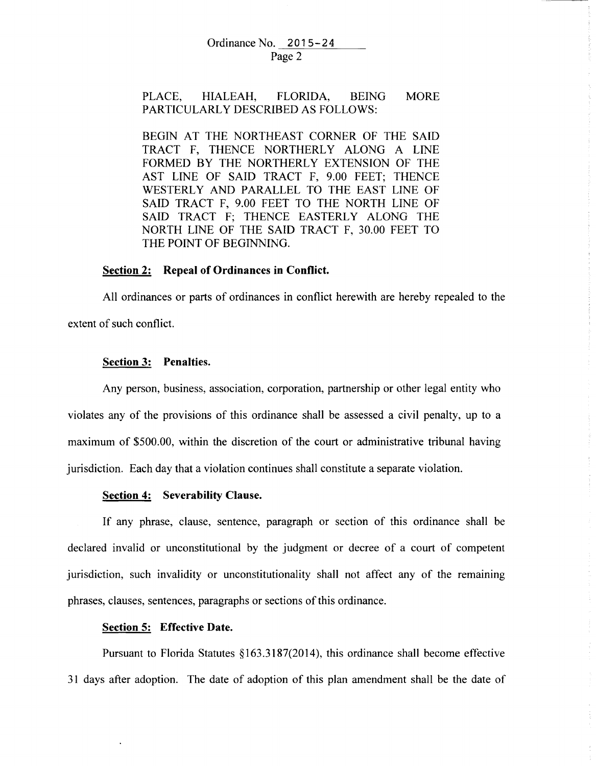PLACE, HIALEAH, FLORIDA, BEING MORE PARTICULARLY DESCRIBED AS FOLLOWS:

BEGIN AT THE NORTHEAST CORNER OF THE SAID TRACT F, THENCE NORTHERLY ALONG A LINE FORMED BY THE NORTHERLY EXTENSION OF THE AST LINE OF SAID TRACT F, 9.00 FEET; THENCE WESTERLY AND PARALLEL TO THE EAST LINE OF SAID TRACT F, 9.00 FEET TO THE NORTH LINE OF SAID TRACT F; THENCE EASTERLY ALONG THE NORTH LINE OF THE SAID TRACT F, 30.00 FEET TO THE POINT OF BEGINNING.

**Section 2: Repeal of Ordinances in Conflict.**

All ordinances or parts of ordinances in conflict herewith are hereby repealed to the extent of such conflict.

**Section 3: Penalties.**

Any person, business, association, corporation, partnership or other legal entity who violates any of the provisions of this ordinance shall be assessed a civil penalty, up to a maximum of $500.00, within the discretion of the court or administrative tribunal having jurisdiction. Each day that a violation continues shall constitute a separate violation.

**Section 4: Severability Clause.**

If any phrase, clause, sentence, paragraph or section of this ordinance shall be declared invalid or unconstitutional by the judgment or decree of a court of competent jurisdiction, such invalidity or unconstitutionality shall not affect any of the remaining phrases, clauses, sentences, paragraphs or sections of this ordinance.

**Section 5: Effective Date.**

Pursuant to Florida Statutes §163.3187(2014), this ordinance shall become effective 31 days after adoption. The date of adoption of this plan amendment shall be the date of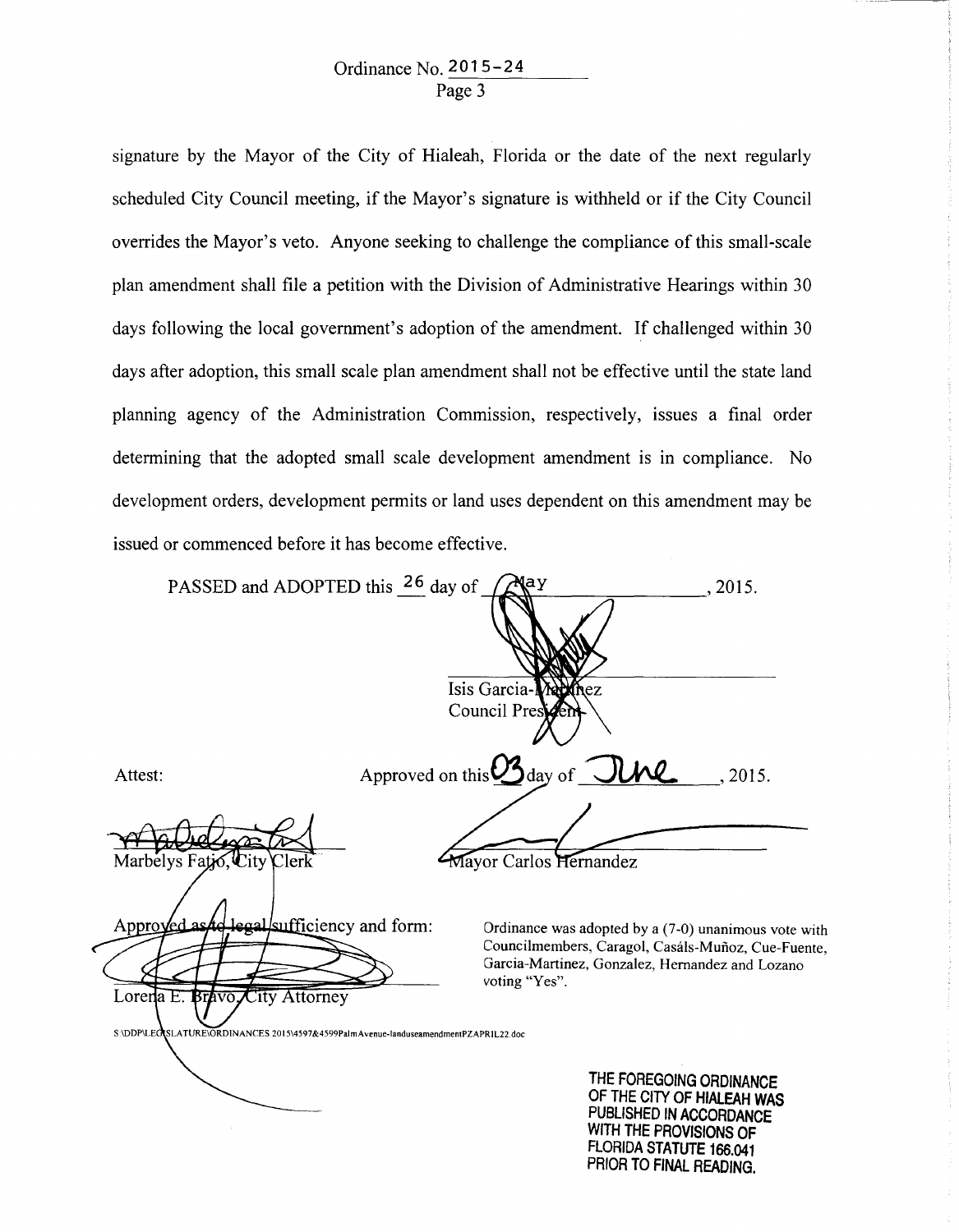signature by the Mayor of the City of Hialeah, Florida or the date of the next regularly scheduled City Council meeting, if the Mayor's signature is withheld or if the City Council overrides the Mayor's veto. Anyone seeking to challenge the compliance of this small-scale plan amendment shall file a petition with the Division of Administrative Hearings within 30 days following the local government's adoption of the amendment. If challenged within 30 days after adoption, this small scale plan amendment shall not be effective until the state land planning agency of the Administration Commission, respectively, issues a final order determining that the adopted small scale development amendment is in compliance. No development orders, development permits or land uses dependent on this amendment may be issued or commenced before it has become effective.

PASSED and ADOPTED this 26 day of May, 2015.

Isis Garcia-Martinez
Council President

Attest:

Approved on this 03 day of June, 2015.

Marbelys Fatjo, City Clerk

Mayor Carlos Hernandez

Approved as to legal sufficiency and form:

Lorena E. Bravo, City Attorney

Ordinance was adopted by a (7-0) unanimous vote with Councilmembers, Caragol, Casáls-Muñoz, Cue-Fuente, Garcia-Martinez, Gonzalez, Hernandez and Lozano voting "Yes".

S:\DDP\LEGISLATURE\ORDINANCES 2015\4597&4599PalmAvenue-landuseamendmentPZAPRIL22.doc

THE FOREGOING ORDINANCE OF THE CITY OF HIALEAH WAS PUBLISHED IN ACCORDANCE WITH THE PROVISIONS OF FLORIDA STATUTE 166.041 PRIOR TO FINAL READING.